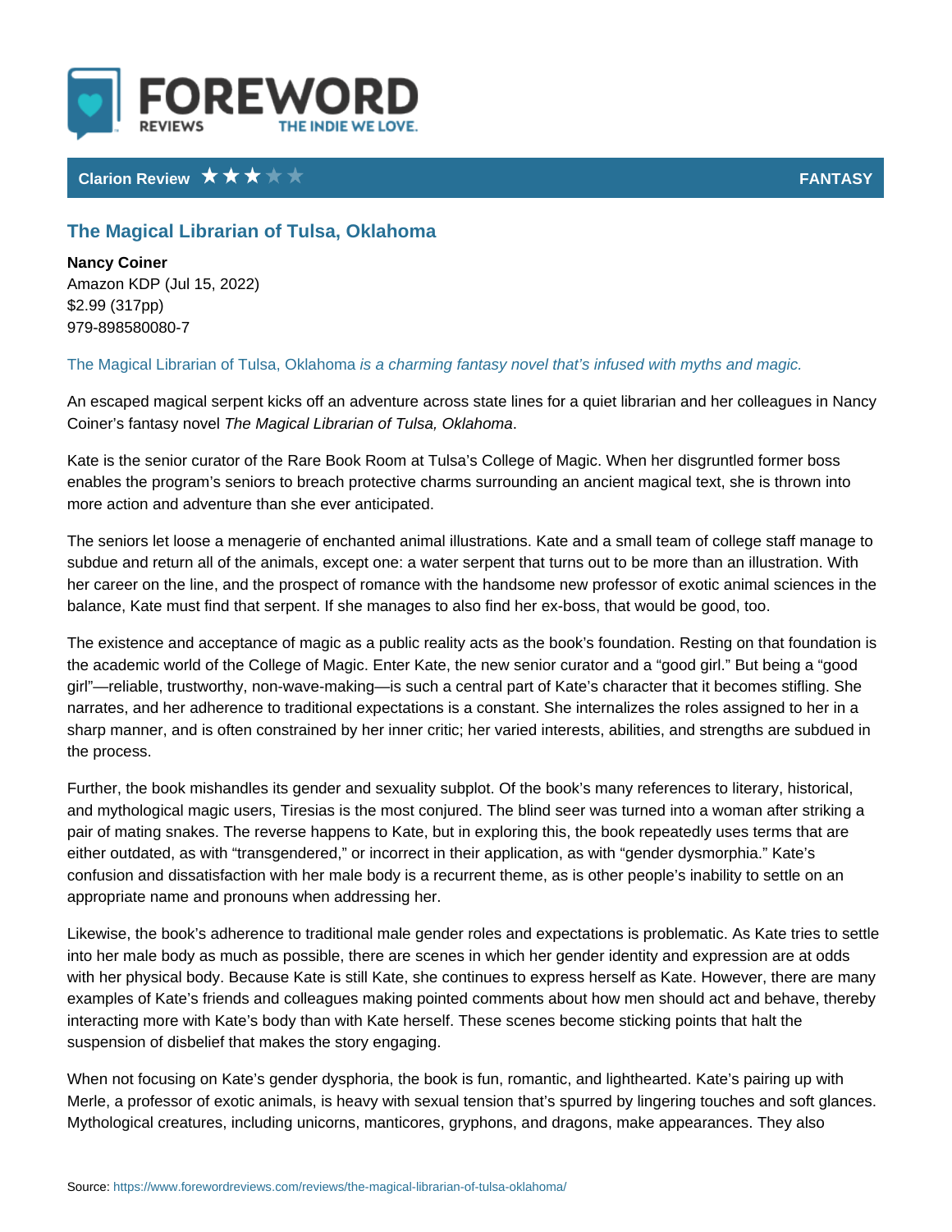FOREWORD REVIEWS THE INDIE WE LOVE.

**Clarion Review** ★★★☆☆ **FANTASY**

## The Magical Librarian of Tulsa, Oklahoma

**Nancy Coiner**
Amazon KDP (Jul 15, 2022)
$2.99 (317pp)
979-898580080-7

*The Magical Librarian of Tulsa, Oklahoma is a charming fantasy novel that's infused with myths and magic.*

An escaped magical serpent kicks off an adventure across state lines for a quiet librarian and her colleagues in Nancy Coiner's fantasy novel *The Magical Librarian of Tulsa, Oklahoma*.

Kate is the senior curator of the Rare Book Room at Tulsa's College of Magic. When her disgruntled former boss enables the program's seniors to breach protective charms surrounding an ancient magical text, she is thrown into more action and adventure than she ever anticipated.

The seniors let loose a menagerie of enchanted animal illustrations. Kate and a small team of college staff manage to subdue and return all of the animals, except one: a water serpent that turns out to be more than an illustration. With her career on the line, and the prospect of romance with the handsome new professor of exotic animal sciences in the balance, Kate must find that serpent. If she manages to also find her ex-boss, that would be good, too.

The existence and acceptance of magic as a public reality acts as the book's foundation. Resting on that foundation is the academic world of the College of Magic. Enter Kate, the new senior curator and a "good girl." But being a "good girl"—reliable, trustworthy, non-wave-making—is such a central part of Kate's character that it becomes stifling. She narrates, and her adherence to traditional expectations is a constant. She internalizes the roles assigned to her in a sharp manner, and is often constrained by her inner critic; her varied interests, abilities, and strengths are subdued in the process.

Further, the book mishandles its gender and sexuality subplot. Of the book's many references to literary, historical, and mythological magic users, Tiresias is the most conjured. The blind seer was turned into a woman after striking a pair of mating snakes. The reverse happens to Kate, but in exploring this, the book repeatedly uses terms that are either outdated, as with "transgendered," or incorrect in their application, as with "gender dysmorphia." Kate's confusion and dissatisfaction with her male body is a recurrent theme, as is other people's inability to settle on an appropriate name and pronouns when addressing her.

Likewise, the book's adherence to traditional male gender roles and expectations is problematic. As Kate tries to settle into her male body as much as possible, there are scenes in which her gender identity and expression are at odds with her physical body. Because Kate is still Kate, she continues to express herself as Kate. However, there are many examples of Kate's friends and colleagues making pointed comments about how men should act and behave, thereby interacting more with Kate's body than with Kate herself. These scenes become sticking points that halt the suspension of disbelief that makes the story engaging.

When not focusing on Kate's gender dysphoria, the book is fun, romantic, and lighthearted. Kate's pairing up with Merle, a professor of exotic animals, is heavy with sexual tension that's spurred by lingering touches and soft glances. Mythological creatures, including unicorns, manticores, gryphons, and dragons, make appearances. They also

Source: https://www.forewordreviews.com/reviews/the-magical-librarian-of-tulsa-oklahoma/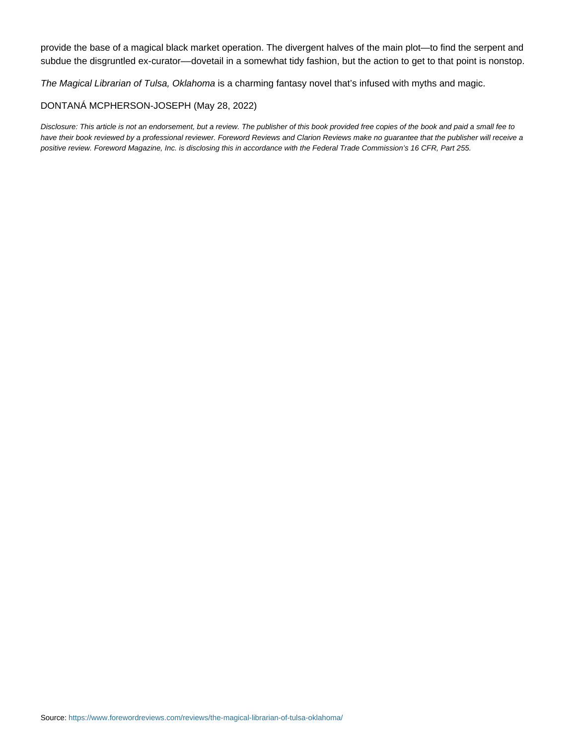provide the base of a magical black market operation. The divergent halves of the main plot—to find the serpent and subdue the disgruntled ex-curator—dovetail in a somewhat tidy fashion, but the action to get to that point is nonstop.

*The Magical Librarian of Tulsa, Oklahoma* is a charming fantasy novel that's infused with myths and magic.

DONTANÁ MCPHERSON-JOSEPH (May 28, 2022)

*Disclosure: This article is not an endorsement, but a review. The publisher of this book provided free copies of the book and paid a small fee to have their book reviewed by a professional reviewer. Foreword Reviews and Clarion Reviews make no guarantee that the publisher will receive a positive review. Foreword Magazine, Inc. is disclosing this in accordance with the Federal Trade Commission's 16 CFR, Part 255.*

Source: https://www.forewordreviews.com/reviews/the-magical-librarian-of-tulsa-oklahoma/